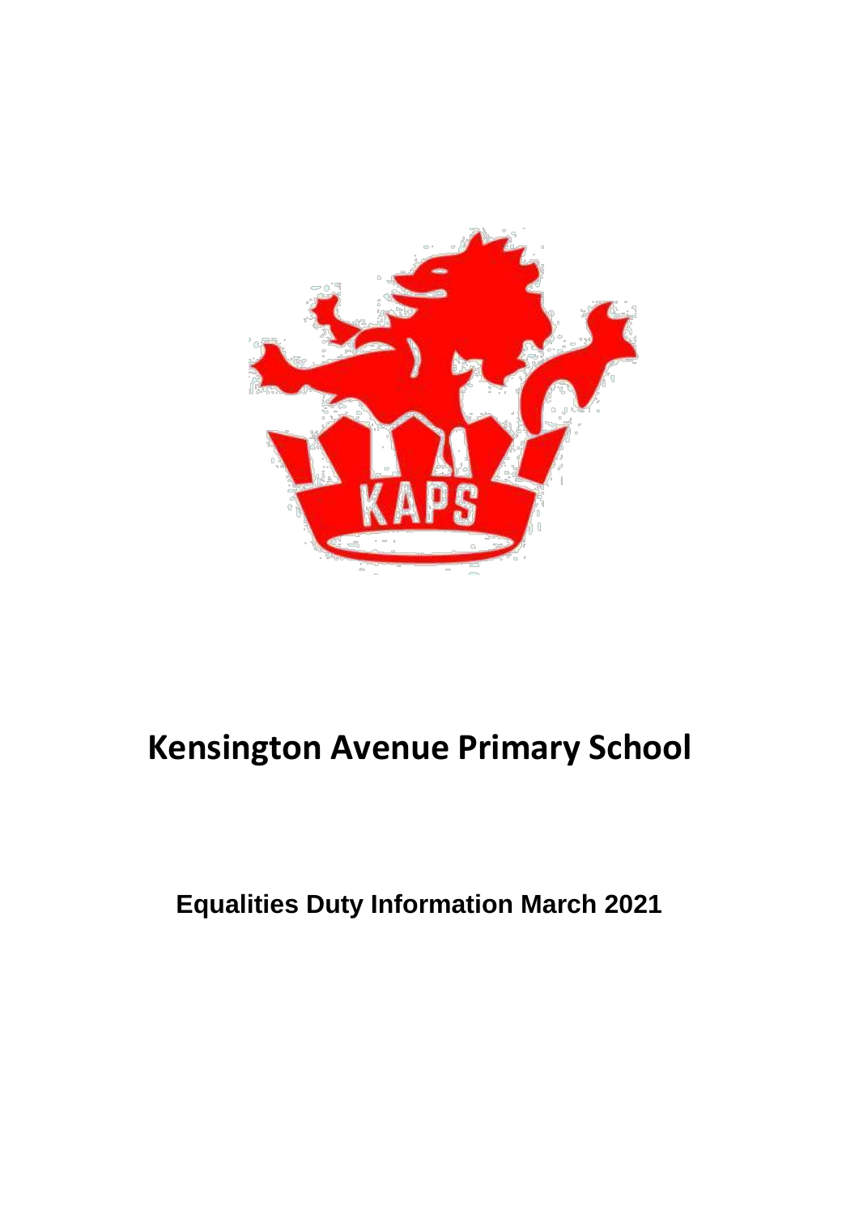# Kensington Avenue Primary School

## Equalities Duty Information March 2021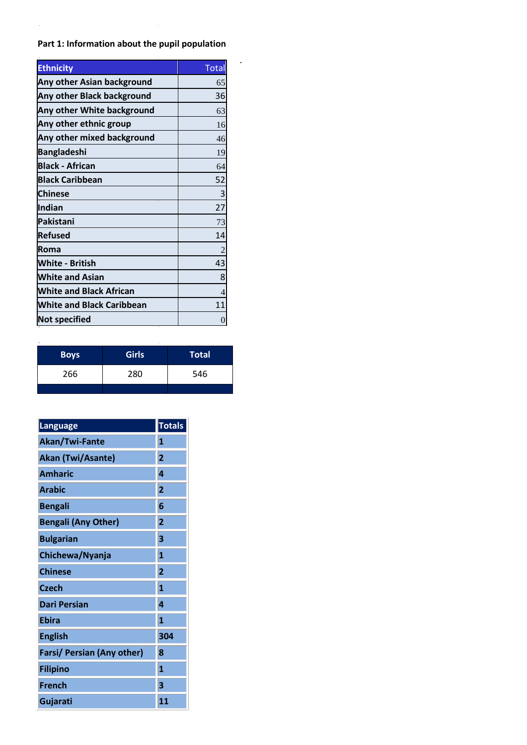**Part 1: Information about the pupil population**

| Ethnicity | Total |
|---|---|
| Any other Asian background | 65 |
| Any other Black background | 36 |
| Any other White background | 63 |
| Any other ethnic group | 16 |
| Any other mixed background | 46 |
| Bangladeshi | 19 |
| Black - African | 64 |
| Black Caribbean | 52 |
| Chinese | 3 |
| Indian | 27 |
| Pakistani | 73 |
| Refused | 14 |
| Roma | 2 |
| White - British | 43 |
| White and Asian | 8 |
| White and Black African | 4 |
| White and Black Caribbean | 11 |
| Not specified | 0 |

| Boys | Girls | Total |
|---|---|---|
| 266 | 280 | 546 |

| Language | Totals |
|---|---|
| Akan/Twi-Fante | 1 |
| Akan (Twi/Asante) | 2 |
| Amharic | 4 |
| Arabic | 2 |
| Bengali | 6 |
| Bengali (Any Other) | 2 |
| Bulgarian | 3 |
| Chichewa/Nyanja | 1 |
| Chinese | 2 |
| Czech | 1 |
| Dari Persian | 4 |
| Ebira | 1 |
| English | 304 |
| Farsi/ Persian (Any other) | 8 |
| Filipino | 1 |
| French | 3 |
| Gujarati | 11 |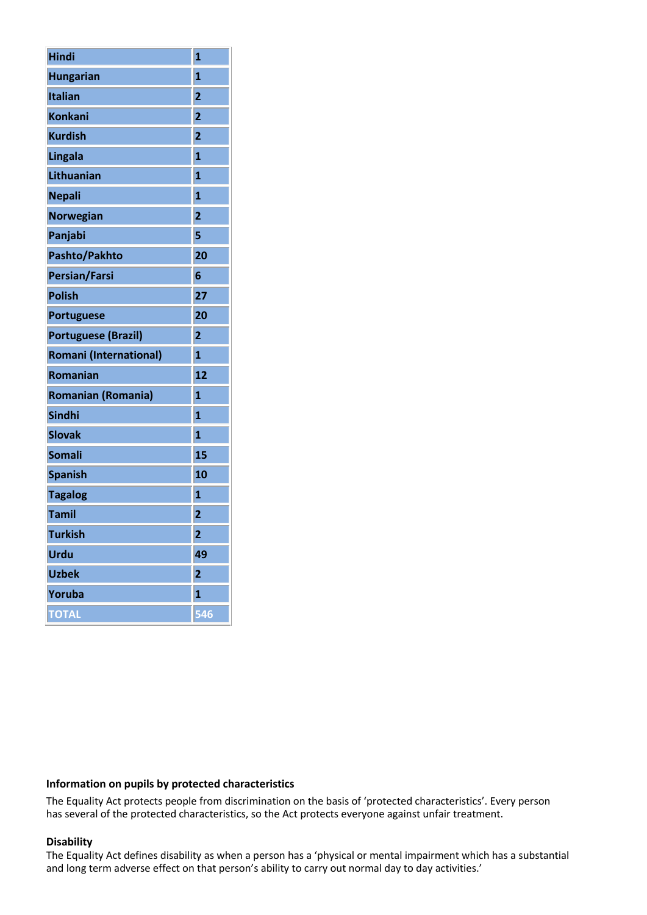| Hindi | 1 |
|---|---|
| Hungarian | 1 |
| Italian | 2 |
| Konkani | 2 |
| Kurdish | 2 |
| Lingala | 1 |
| Lithuanian | 1 |
| Nepali | 1 |
| Norwegian | 2 |
| Panjabi | 5 |
| Pashto/Pakhto | 20 |
| Persian/Farsi | 6 |
| Polish | 27 |
| Portuguese | 20 |
| Portuguese (Brazil) | 2 |
| Romani (International) | 1 |
| Romanian | 12 |
| Romanian (Romania) | 1 |
| Sindhi | 1 |
| Slovak | 1 |
| Somali | 15 |
| Spanish | 10 |
| Tagalog | 1 |
| Tamil | 2 |
| Turkish | 2 |
| Urdu | 49 |
| Uzbek | 2 |
| Yoruba | 1 |
| TOTAL | 546 |

**Information on pupils by protected characteristics**

The Equality Act protects people from discrimination on the basis of 'protected characteristics'. Every person has several of the protected characteristics, so the Act protects everyone against unfair treatment.

**Disability**

The Equality Act defines disability as when a person has a 'physical or mental impairment which has a substantial and long term adverse effect on that person's ability to carry out normal day to day activities.'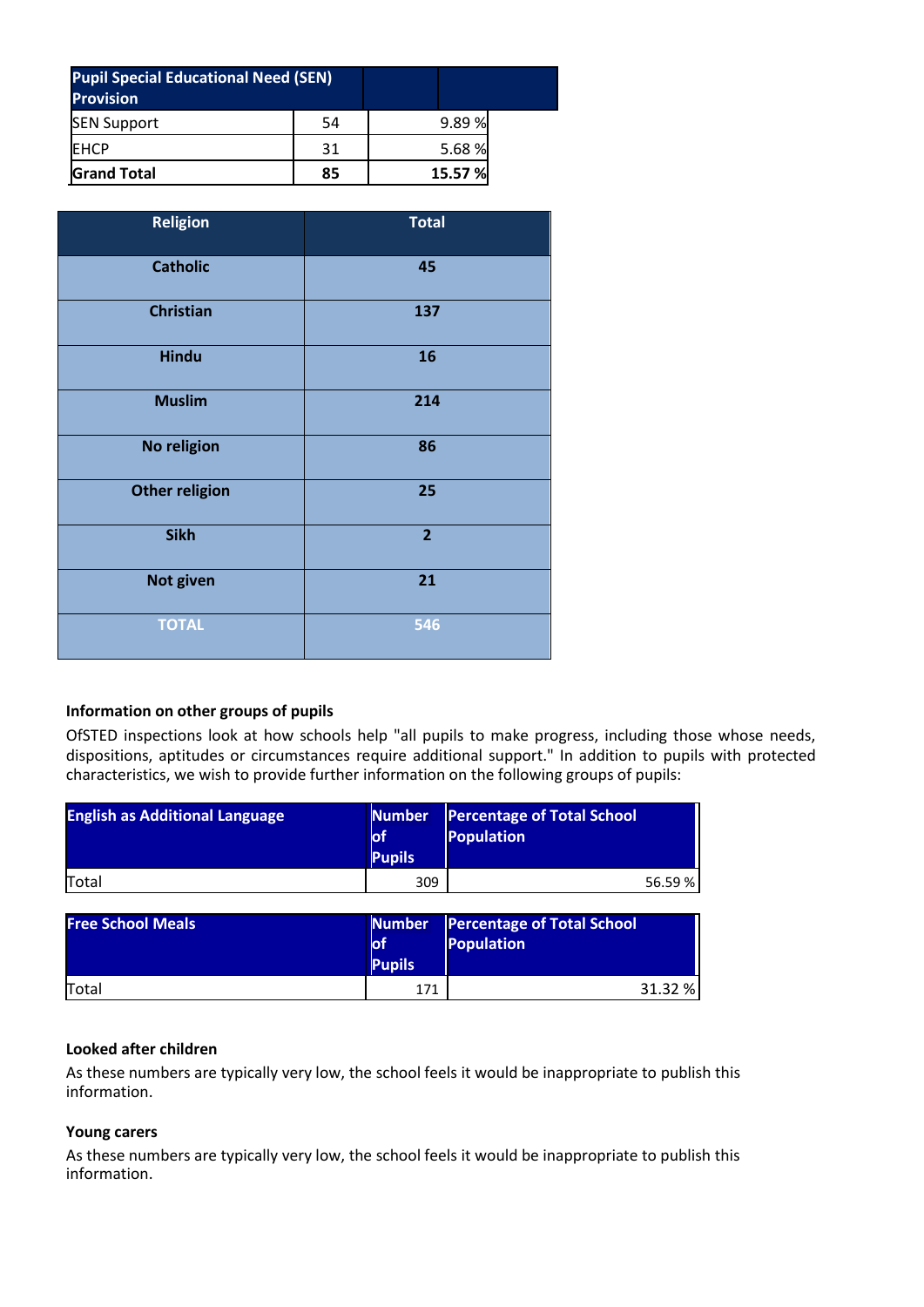| Pupil Special Educational Need (SEN) Provision | | |
|---|---|---|
| SEN Support | 54 | 9.89 % |
| EHCP | 31 | 5.68 % |
| **Grand Total** | **85** | **15.57 %** |

| Religion | Total |
|---|---|
| **Catholic** | **45** |
| **Christian** | **137** |
| **Hindu** | **16** |
| **Muslim** | **214** |
| **No religion** | **86** |
| **Other religion** | **25** |
| **Sikh** | **2** |
| **Not given** | **21** |
| **TOTAL** | **546** |

**Information on other groups of pupils**

OfSTED inspections look at how schools help "all pupils to make progress, including those whose needs, dispositions, aptitudes or circumstances require additional support." In addition to pupils with protected characteristics, we wish to provide further information on the following groups of pupils:

| English as Additional Language | Number of Pupils | Percentage of Total School Population |
|---|---|---|
| Total | 309 | 56.59 % |

| Free School Meals | Number of Pupils | Percentage of Total School Population |
|---|---|---|
| Total | 171 | 31.32 % |

**Looked after children**

As these numbers are typically very low, the school feels it would be inappropriate to publish this information.

**Young carers**

As these numbers are typically very low, the school feels it would be inappropriate to publish this information.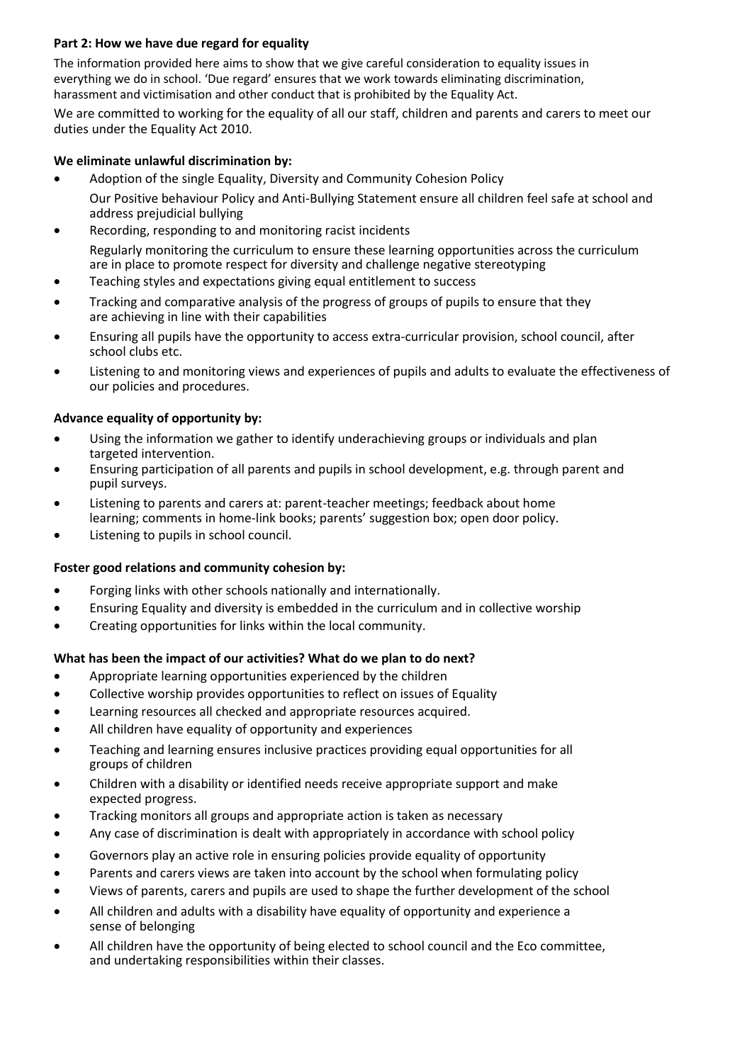**Part 2: How we have due regard for equality**

The information provided here aims to show that we give careful consideration to equality issues in everything we do in school. 'Due regard' ensures that we work towards eliminating discrimination, harassment and victimisation and other conduct that is prohibited by the Equality Act.

We are committed to working for the equality of all our staff, children and parents and carers to meet our duties under the Equality Act 2010.

**We eliminate unlawful discrimination by:**

- Adoption of the single Equality, Diversity and Community Cohesion Policy
  Our Positive behaviour Policy and Anti-Bullying Statement ensure all children feel safe at school and address prejudicial bullying
- Recording, responding to and monitoring racist incidents
  Regularly monitoring the curriculum to ensure these learning opportunities across the curriculum are in place to promote respect for diversity and challenge negative stereotyping
- Teaching styles and expectations giving equal entitlement to success
- Tracking and comparative analysis of the progress of groups of pupils to ensure that they are achieving in line with their capabilities
- Ensuring all pupils have the opportunity to access extra-curricular provision, school council, after school clubs etc.
- Listening to and monitoring views and experiences of pupils and adults to evaluate the effectiveness of our policies and procedures.

**Advance equality of opportunity by:**

- Using the information we gather to identify underachieving groups or individuals and plan targeted intervention.
- Ensuring participation of all parents and pupils in school development, e.g. through parent and pupil surveys.
- Listening to parents and carers at: parent-teacher meetings; feedback about home learning; comments in home-link books; parents' suggestion box; open door policy.
- Listening to pupils in school council.

**Foster good relations and community cohesion by:**

- Forging links with other schools nationally and internationally.
- Ensuring Equality and diversity is embedded in the curriculum and in collective worship
- Creating opportunities for links within the local community.

**What has been the impact of our activities? What do we plan to do next?**

- Appropriate learning opportunities experienced by the children
- Collective worship provides opportunities to reflect on issues of Equality
- Learning resources all checked and appropriate resources acquired.
- All children have equality of opportunity and experiences
- Teaching and learning ensures inclusive practices providing equal opportunities for all groups of children
- Children with a disability or identified needs receive appropriate support and make expected progress.
- Tracking monitors all groups and appropriate action is taken as necessary
- Any case of discrimination is dealt with appropriately in accordance with school policy
- Governors play an active role in ensuring policies provide equality of opportunity
- Parents and carers views are taken into account by the school when formulating policy
- Views of parents, carers and pupils are used to shape the further development of the school
- All children and adults with a disability have equality of opportunity and experience a sense of belonging
- All children have the opportunity of being elected to school council and the Eco committee, and undertaking responsibilities within their classes.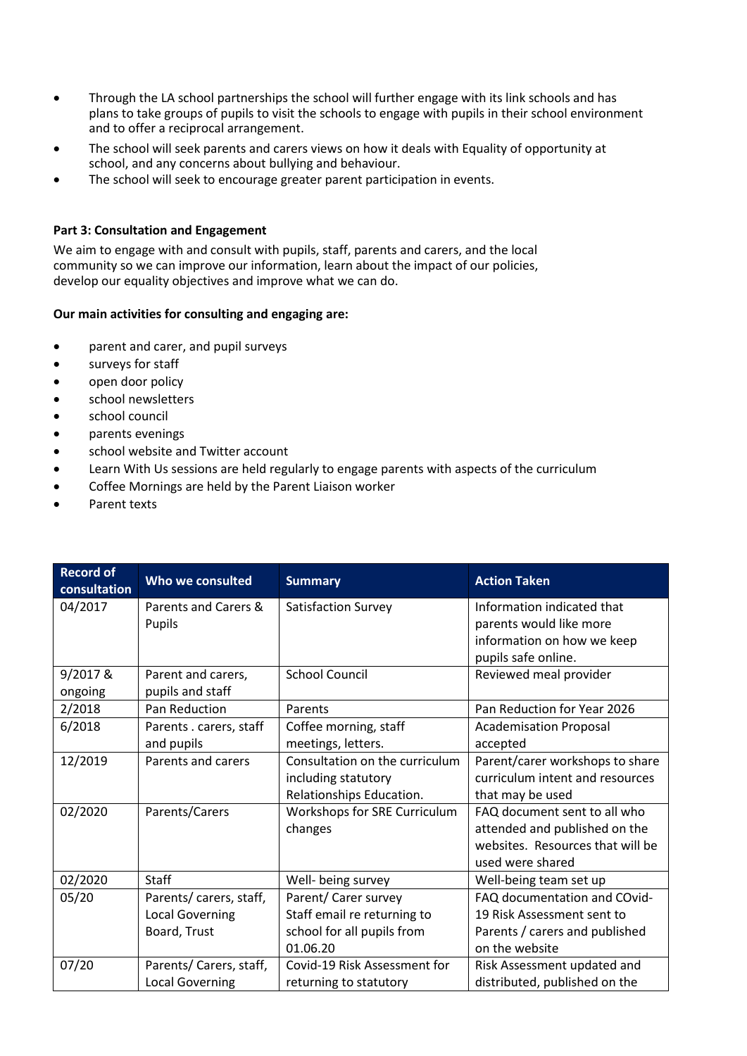- Through the LA school partnerships the school will further engage with its link schools and has plans to take groups of pupils to visit the schools to engage with pupils in their school environment and to offer a reciprocal arrangement.
- The school will seek parents and carers views on how it deals with Equality of opportunity at school, and any concerns about bullying and behaviour.
- The school will seek to encourage greater parent participation in events.

**Part 3: Consultation and Engagement**

We aim to engage with and consult with pupils, staff, parents and carers, and the local community so we can improve our information, learn about the impact of our policies, develop our equality objectives and improve what we can do.

**Our main activities for consulting and engaging are:**

- parent and carer, and pupil surveys
- surveys for staff
- open door policy
- school newsletters
- school council
- parents evenings
- school website and Twitter account
- Learn With Us sessions are held regularly to engage parents with aspects of the curriculum
- Coffee Mornings are held by the Parent Liaison worker
- Parent texts

| Record of consultation | Who we consulted | Summary | Action Taken |
|---|---|---|---|
| 04/2017 | Parents and Carers & Pupils | Satisfaction Survey | Information indicated that parents would like more information on how we keep pupils safe online. |
| 9/2017 & ongoing | Parent and carers, pupils and staff | School Council | Reviewed meal provider |
| 2/2018 | Pan Reduction | Parents | Pan Reduction for Year 2026 |
| 6/2018 | Parents . carers, staff and pupils | Coffee morning, staff meetings, letters. | Academisation Proposal accepted |
| 12/2019 | Parents and carers | Consultation on the curriculum including statutory Relationships Education. | Parent/carer workshops to share curriculum intent and resources that may be used |
| 02/2020 | Parents/Carers | Workshops for SRE Curriculum changes | FAQ document sent to all who attended and published on the websites. Resources that will be used were shared |
| 02/2020 | Staff | Well- being survey | Well-being team set up |
| 05/20 | Parents/ carers, staff, Local Governing Board, Trust | Parent/ Carer survey Staff email re returning to school for all pupils from 01.06.20 | FAQ documentation and COvid-19 Risk Assessment sent to Parents / carers and published on the website |
| 07/20 | Parents/ Carers, staff, Local Governing | Covid-19 Risk Assessment for returning to statutory | Risk Assessment updated and distributed, published on the |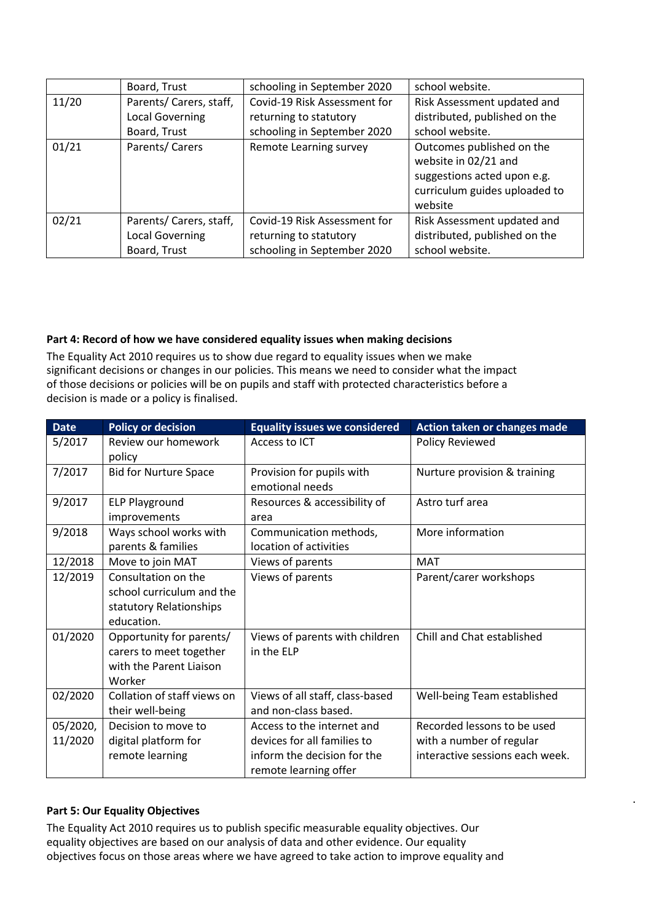|  | Board, Trust | schooling in September 2020 | school website. |
|---|---|---|---|
| 11/20 | Parents/ Carers, staff, Local Governing Board, Trust | Covid-19 Risk Assessment for returning to statutory schooling in September 2020 | Risk Assessment updated and distributed, published on the school website. |
| 01/21 | Parents/ Carers | Remote Learning survey | Outcomes published on the website in 02/21 and suggestions acted upon e.g. curriculum guides uploaded to website |
| 02/21 | Parents/ Carers, staff, Local Governing Board, Trust | Covid-19 Risk Assessment for returning to statutory schooling in September 2020 | Risk Assessment updated and distributed, published on the school website. |

**Part 4: Record of how we have considered equality issues when making decisions**

The Equality Act 2010 requires us to show due regard to equality issues when we make significant decisions or changes in our policies. This means we need to consider what the impact of those decisions or policies will be on pupils and staff with protected characteristics before a decision is made or a policy is finalised.

| Date | Policy or decision | Equality issues we considered | Action taken or changes made |
|---|---|---|---|
| 5/2017 | Review our homework policy | Access to ICT | Policy Reviewed |
| 7/2017 | Bid for Nurture Space | Provision for pupils with emotional needs | Nurture provision & training |
| 9/2017 | ELP Playground improvements | Resources & accessibility of area | Astro turf area |
| 9/2018 | Ways school works with parents & families | Communication methods, location of activities | More information |
| 12/2018 | Move to join MAT | Views of parents | MAT |
| 12/2019 | Consultation on the school curriculum and the statutory Relationships education. | Views of parents | Parent/carer workshops |
| 01/2020 | Opportunity for parents/ carers to meet together with the Parent Liaison Worker | Views of parents with children in the ELP | Chill and Chat established |
| 02/2020 | Collation of staff views on their well-being | Views of all staff, class-based and non-class based. | Well-being Team established |
| 05/2020, 11/2020 | Decision to move to digital platform for remote learning | Access to the internet and devices for all families to inform the decision for the remote learning offer | Recorded lessons to be used with a number of regular interactive sessions each week. |

**Part 5: Our Equality Objectives**

The Equality Act 2010 requires us to publish specific measurable equality objectives. Our equality objectives are based on our analysis of data and other evidence. Our equality objectives focus on those areas where we have agreed to take action to improve equality and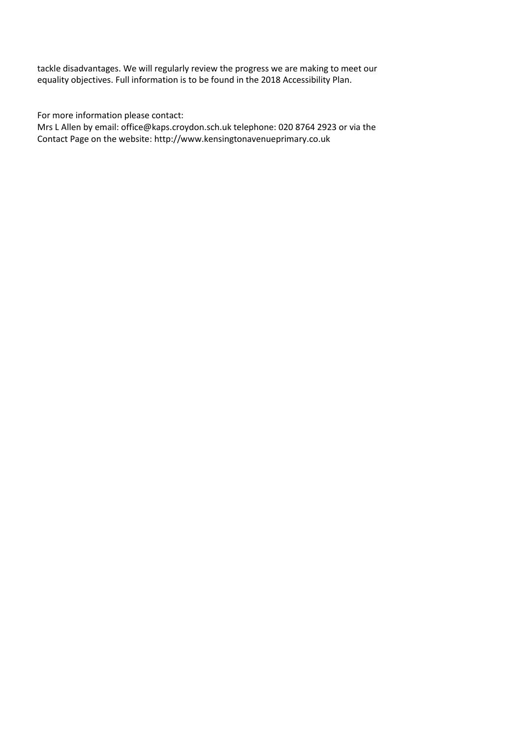tackle disadvantages. We will regularly review the progress we are making to meet our equality objectives. Full information is to be found in the 2018 Accessibility Plan.

For more information please contact:
Mrs L Allen by email: office@kaps.croydon.sch.uk telephone: 020 8764 2923 or via the Contact Page on the website: http://www.kensingtonavenueprimary.co.uk